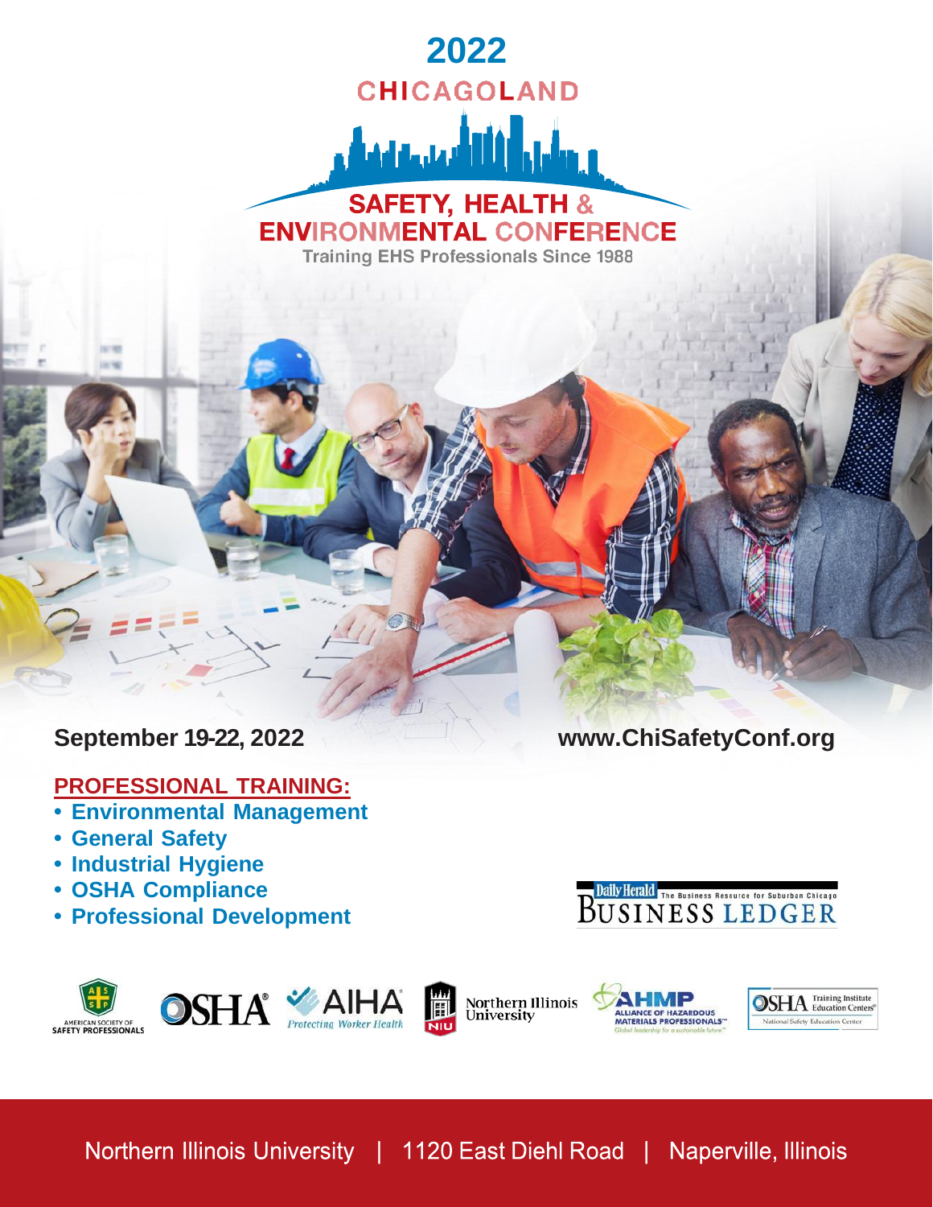# 2022 CHICAGOLAND SAFETY, HEALTH & ENVIRONMENTAL CONFERENCE

Training EHS Professionals Since 1988

**September 19-22, 2022**

**www.ChiSafetyConf.org**

## PROFESSIONAL TRAINING:

- **Environmental Management**
- **General Safety**
- **Industrial Hygiene**
- **OSHA Compliance**
- **Professional Development**

Daily Herald Business Ledger — The Business Resource for Suburban Chicago

American Society of Safety Professionals | OSHA | AIHA Protecting Worker Health | Northern Illinois University | AHMP Alliance of Hazardous Materials Professionals — Global leadership for a sustainable future | OSHA Training Institute Education Centers — National Safety Education Center

Northern Illinois University | 1120 East Diehl Road | Naperville, Illinois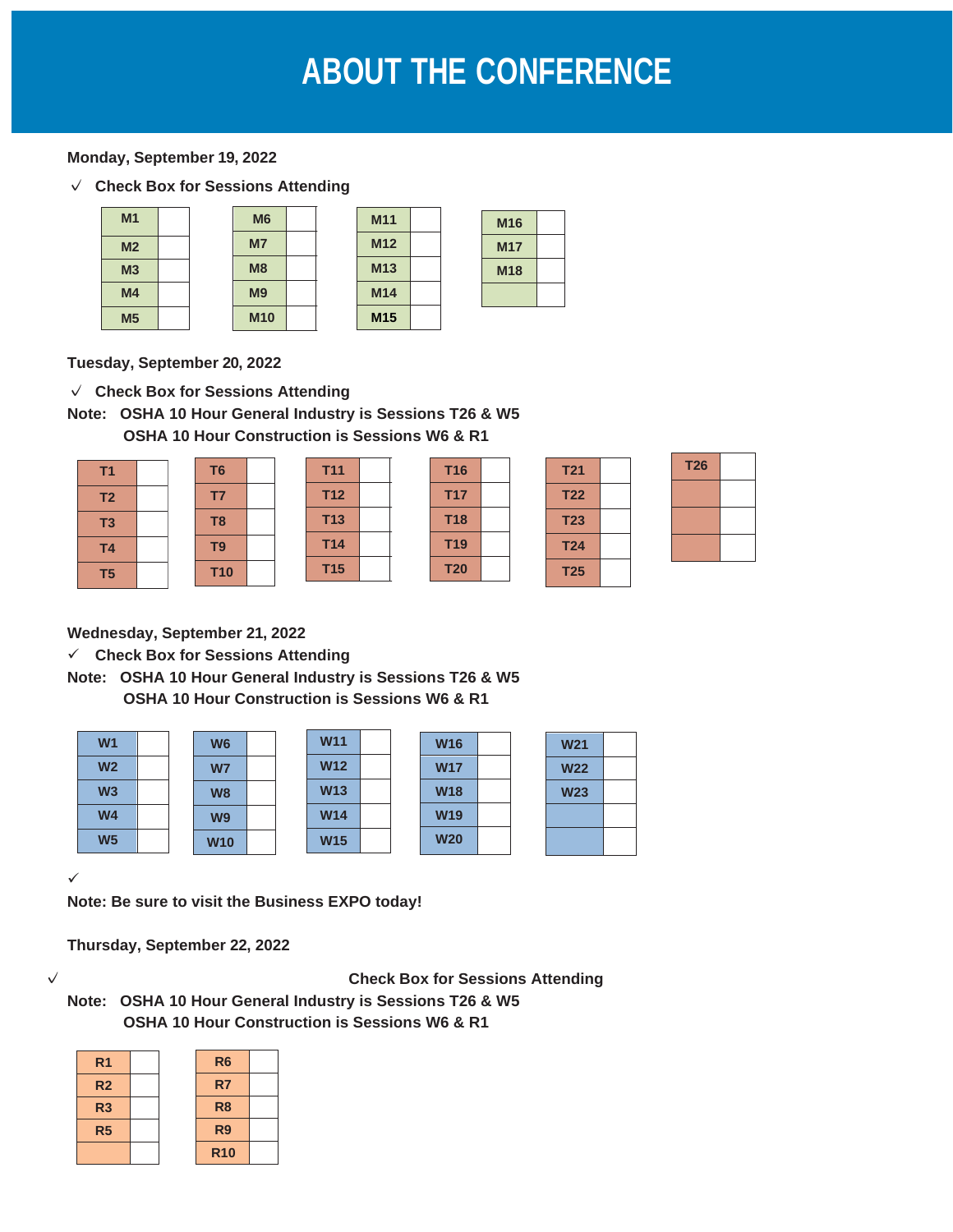# ABOUT THE CONFERENCE

**Monday, September 19, 2022**

✓ **Check Box for Sessions Attending**

| Session | ☐ | Session | ☐ | Session | ☐ | Session | ☐ |
|---|---|---|---|---|---|---|---|
| M1 | | M6 | | M11 | | M16 | |
| M2 | | M7 | | M12 | | M17 | |
| M3 | | M8 | | M13 | | M18 | |
| M4 | | M9 | | M14 | | | |
| M5 | | M10 | | M15 | | | |

**Tuesday, September 20, 2022**

✓ **Check Box for Sessions Attending**

**Note: OSHA 10 Hour General Industry is Sessions T26 & W5**
**OSHA 10 Hour Construction is Sessions W6 & R1**

| Session | ☐ | Session | ☐ | Session | ☐ | Session | ☐ | Session | ☐ | Session | ☐ |
|---|---|---|---|---|---|---|---|---|---|---|---|
| T1 | | T6 | | T11 | | T16 | | T21 | | T26 | |
| T2 | | T7 | | T12 | | T17 | | T22 | | | |
| T3 | | T8 | | T13 | | T18 | | T23 | | | |
| T4 | | T9 | | T14 | | T19 | | T24 | | | |
| T5 | | T10 | | T15 | | T20 | | T25 | | | |

**Wednesday, September 21, 2022**

✓ **Check Box for Sessions Attending**

**Note: OSHA 10 Hour General Industry is Sessions T26 & W5**
**OSHA 10 Hour Construction is Sessions W6 & R1**

| Session | ☐ | Session | ☐ | Session | ☐ | Session | ☐ | Session | ☐ |
|---|---|---|---|---|---|---|---|---|---|
| W1 | | W6 | | W11 | | W16 | | W21 | |
| W2 | | W7 | | W12 | | W17 | | W22 | |
| W3 | | W8 | | W13 | | W18 | | W23 | |
| W4 | | W9 | | W14 | | W19 | | | |
| W5 | | W10 | | W15 | | W20 | | | |

✓

**Note: Be sure to visit the Business EXPO today!**

**Thursday, September 22, 2022**

✓ **Check Box for Sessions Attending**

**Note: OSHA 10 Hour General Industry is Sessions T26 & W5**
**OSHA 10 Hour Construction is Sessions W6 & R1**

| Session | ☐ | Session | ☐ |
|---|---|---|---|
| R1 | | R6 | |
| R2 | | R7 | |
| R3 | | R8 | |
| R5 | | R9 | |
| | | R10 | |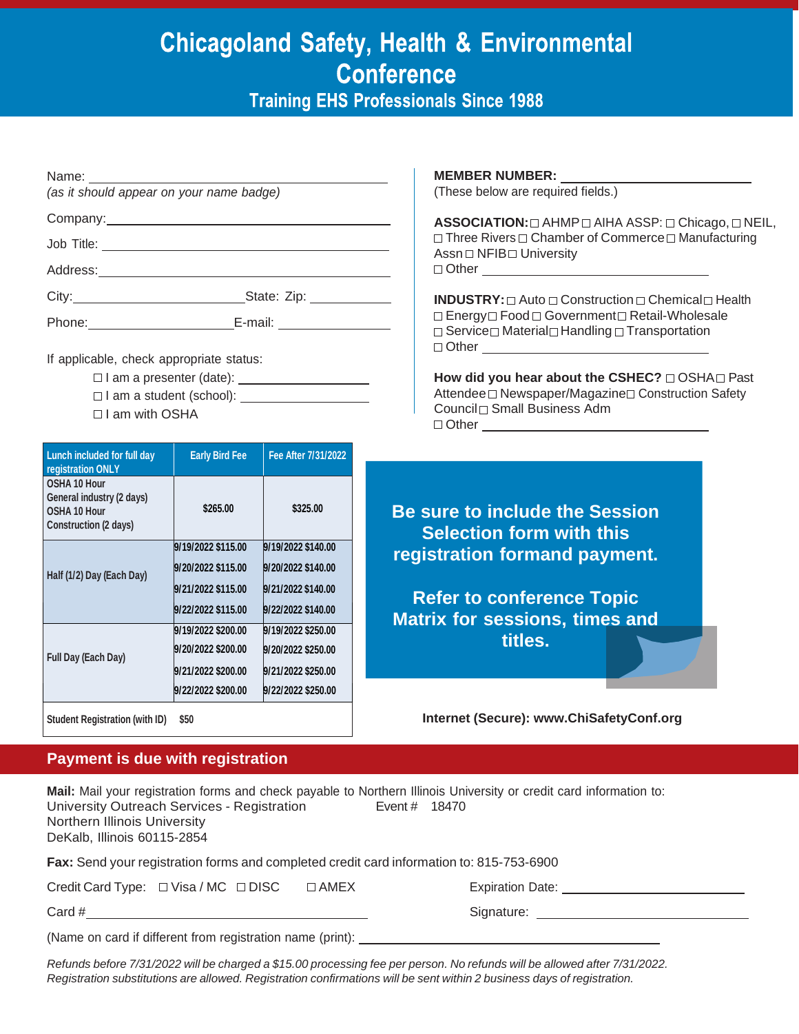# Chicagoland Safety, Health & Environmental Conference

## Training EHS Professionals Since 1988

Name: ____________________________________________

*(as it should appear on your name badge)*

Company: ____________________________________________

Job Title: ____________________________________________

Address: ____________________________________________

City: ______________________ State: Zip: ____________

Phone: ____________________ E-mail: ________________

If applicable, check appropriate status:

- ☐ I am a presenter (date): ________________
- ☐ I am a student (school): ________________
- ☐ I am with OSHA

**MEMBER NUMBER:** ________________________

(These below are required fields.)

**ASSOCIATION:** ☐ AHMP ☐ AIHA ASSP: ☐ Chicago, ☐ NEIL, ☐ Three Rivers ☐ Chamber of Commerce ☐ Manufacturing Assn ☐ NFIB ☐ University ☐ Other ________________________

**INDUSTRY:** ☐ Auto ☐ Construction ☐ Chemical ☐ Health ☐ Energy ☐ Food ☐ Government ☐ Retail-Wholesale ☐ Service ☐ Material ☐ Handling ☐ Transportation ☐ Other ________________________

**How did you hear about the CSHEC?** ☐ OSHA ☐ Past Attendee ☐ Newspaper/Magazine ☐ Construction Safety Council ☐ Small Business Adm ☐ Other ________________________

| Lunch included for full day registration ONLY | Early Bird Fee | Fee After 7/31/2022 |
|---|---|---|
| OSHA 10 Hour General industry (2 days) OSHA 10 Hour Construction (2 days) | $265.00 | $325.00 |
| Half (1/2) Day (Each Day) | 9/19/2022 $115.00 | 9/19/2022 $140.00 |
| | 9/20/2022 $115.00 | 9/20/2022 $140.00 |
| | 9/21/2022 $115.00 | 9/21/2022 $140.00 |
| | 9/22/2022 $115.00 | 9/22/2022 $140.00 |
| Full Day (Each Day) | 9/19/2022 $200.00 | 9/19/2022 $250.00 |
| | 9/20/2022 $200.00 | 9/20/2022 $250.00 |
| | 9/21/2022 $200.00 | 9/21/2022 $250.00 |
| | 9/22/2022 $200.00 | 9/22/2022 $250.00 |
| Student Registration (with ID) $50 | | |

**Be sure to include the Session Selection form with this registration formand payment.**

**Refer to conference Topic Matrix for sessions, times and titles.**

**Internet (Secure): www.ChiSafetyConf.org**

## Payment is due with registration

**Mail:** Mail your registration forms and check payable to Northern Illinois University or credit card information to:
University Outreach Services - Registration    Event # 18470
Northern Illinois University
DeKalb, Illinois 60115-2854

**Fax:** Send your registration forms and completed credit card information to: 815-753-6900

Credit Card Type: ☐ Visa / MC ☐ DISC ☐ AMEX    Expiration Date: ________________________

Card # ________________________________    Signature: ________________________

(Name on card if different from registration name (print): ________________________________

*Refunds before 7/31/2022 will be charged a $15.00 processing fee per person. No refunds will be allowed after 7/31/2022. Registration substitutions are allowed. Registration confirmations will be sent within 2 business days of registration.*